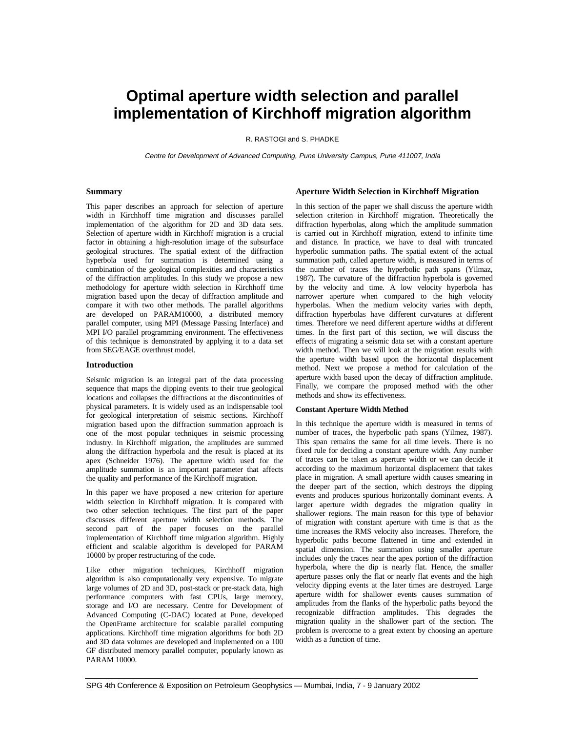# Optimal aperture width selection and parallel implementation of Kirchhoff migration algorithm

R. RASTOGI and S. PHADKE

*Centre for Development of Advanced Computing, Pune University Campus, Pune 411007, India*

## Summary

This paper describes an approach for selection of aperture width in Kirchhoff time migration and discusses parallel implementation of the algorithm for 2D and 3D data sets. Selection of aperture width in Kirchhoff migration is a crucial factor in obtaining a high-resolution image of the subsurface geological structures. The spatial extent of the diffraction hyperbola used for summation is determined using a combination of the geological complexities and characteristics of the diffraction amplitudes. In this study we propose a new methodology for aperture width selection in Kirchhoff time migration based upon the decay of diffraction amplitude and compare it with two other methods. The parallel algorithms are developed on PARAM10000, a distributed memory parallel computer, using MPI (Message Passing Interface) and MPI I/O parallel programming environment. The effectiveness of this technique is demonstrated by applying it to a data set from SEG/EAGE overthrust model.

## Introduction

Seismic migration is an integral part of the data processing sequence that maps the dipping events to their true geological locations and collapses the diffractions at the discontinuities of physical parameters. It is widely used as an indispensable tool for geological interpretation of seismic sections. Kirchhoff migration based upon the diffraction summation approach is one of the most popular techniques in seismic processing industry. In Kirchhoff migration, the amplitudes are summed along the diffraction hyperbola and the result is placed at its apex (Schneider 1976). The aperture width used for the amplitude summation is an important parameter that affects the quality and performance of the Kirchhoff migration.

In this paper we have proposed a new criterion for aperture width selection in Kirchhoff migration. It is compared with two other selection techniques. The first part of the paper discusses different aperture width selection methods. The second part of the paper focuses on the parallel implementation of Kirchhoff time migration algorithm. Highly efficient and scalable algorithm is developed for PARAM 10000 by proper restructuring of the code.

Like other migration techniques, Kirchhoff migration algorithm is also computationally very expensive. To migrate large volumes of 2D and 3D, post-stack or pre-stack data, high performance computers with fast CPUs, large memory, storage and I/O are necessary. Centre for Development of Advanced Computing (C-DAC) located at Pune, developed the OpenFrame architecture for scalable parallel computing applications. Kirchhoff time migration algorithms for both 2D and 3D data volumes are developed and implemented on a 100 GF distributed memory parallel computer, popularly known as PARAM 10000.

## Aperture Width Selection in Kirchhoff Migration

In this section of the paper we shall discuss the aperture width selection criterion in Kirchhoff migration. Theoretically the diffraction hyperbolas, along which the amplitude summation is carried out in Kirchhoff migration, extend to infinite time and distance. In practice, we have to deal with truncated hyperbolic summation paths. The spatial extent of the actual summation path, called aperture width, is measured in terms of the number of traces the hyperbolic path spans (Yilmaz, 1987). The curvature of the diffraction hyperbola is governed by the velocity and time. A low velocity hyperbola has narrower aperture when compared to the high velocity hyperbolas. When the medium velocity varies with depth, diffraction hyperbolas have different curvatures at different times. Therefore we need different aperture widths at different times. In the first part of this section, we will discuss the effects of migrating a seismic data set with a constant aperture width method. Then we will look at the migration results with the aperture width based upon the horizontal displacement method. Next we propose a method for calculation of the aperture width based upon the decay of diffraction amplitude. Finally, we compare the proposed method with the other methods and show its effectiveness.

### Constant Aperture Width Method

In this technique the aperture width is measured in terms of number of traces, the hyperbolic path spans (Yilmez, 1987). This span remains the same for all time levels. There is no fixed rule for deciding a constant aperture width. Any number of traces can be taken as aperture width or we can decide it according to the maximum horizontal displacement that takes place in migration. A small aperture width causes smearing in the deeper part of the section, which destroys the dipping events and produces spurious horizontally dominant events. A larger aperture width degrades the migration quality in shallower regions. The main reason for this type of behavior of migration with constant aperture with time is that as the time increases the RMS velocity also increases. Therefore, the hyperbolic paths become flattened in time and extended in spatial dimension. The summation using smaller aperture includes only the traces near the apex portion of the diffraction hyperbola, where the dip is nearly flat. Hence, the smaller aperture passes only the flat or nearly flat events and the high velocity dipping events at the later times are destroyed. Large aperture width for shallower events causes summation of amplitudes from the flanks of the hyperbolic paths beyond the recognizable diffraction amplitudes. This degrades the migration quality in the shallower part of the section. The problem is overcome to a great extent by choosing an aperture width as a function of time.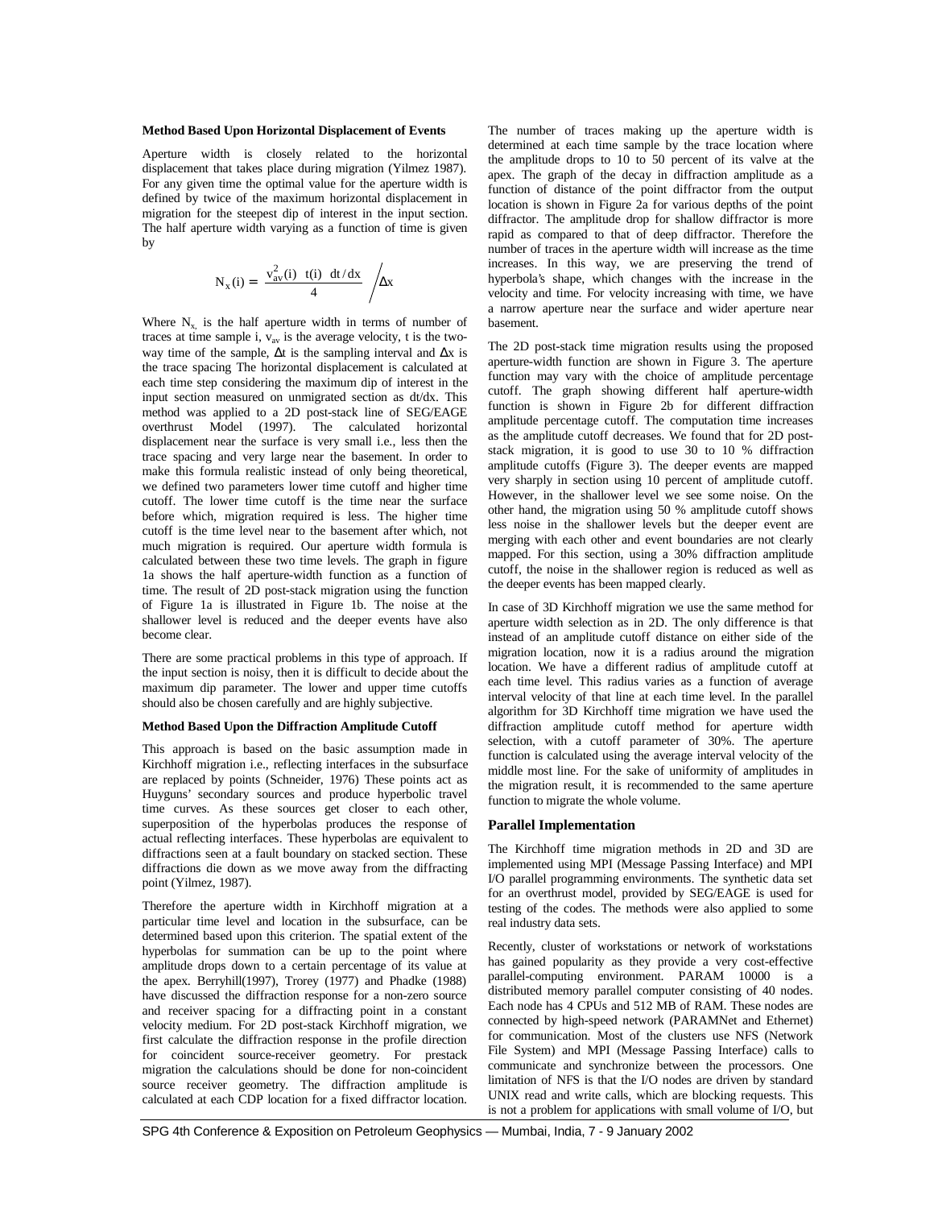**Method Based Upon Horizontal Displacement of Events**

Aperture width is closely related to the horizontal displacement that takes place during migration (Yilmez 1987). For any given time the optimal value for the aperture width is defined by twice of the maximum horizontal displacement in migration for the steepest dip of interest in the input section. The half aperture width varying as a function of time is given by

$$N_x(i) = \frac{v_{av}^2(i)\ \ t(i)\ \ dt/dx}{4} \Bigg/ \Delta x$$

Where $N_x$ is the half aperture width in terms of number of traces at time sample i, $v_{av}$ is the average velocity, t is the two-way time of the sample, $\Delta t$ is the sampling interval and $\Delta x$ is the trace spacing The horizontal displacement is calculated at each time step considering the maximum dip of interest in the input section measured on unmigrated section as dt/dx. This method was applied to a 2D post-stack line of SEG/EAGE overthrust Model (1997). The calculated horizontal displacement near the surface is very small i.e., less then the trace spacing and very large near the basement. In order to make this formula realistic instead of only being theoretical, we defined two parameters lower time cutoff and higher time cutoff. The lower time cutoff is the time near the surface before which, migration required is less. The higher time cutoff is the time level near to the basement after which, not much migration is required. Our aperture width formula is calculated between these two time levels. The graph in figure 1a shows the half aperture-width function as a function of time. The result of 2D post-stack migration using the function of Figure 1a is illustrated in Figure 1b. The noise at the shallower level is reduced and the deeper events have also become clear.

There are some practical problems in this type of approach. If the input section is noisy, then it is difficult to decide about the maximum dip parameter. The lower and upper time cutoffs should also be chosen carefully and are highly subjective.

**Method Based Upon the Diffraction Amplitude Cutoff**

This approach is based on the basic assumption made in Kirchhoff migration i.e., reflecting interfaces in the subsurface are replaced by points (Schneider, 1976) These points act as Huyguns' secondary sources and produce hyperbolic travel time curves. As these sources get closer to each other, superposition of the hyperbolas produces the response of actual reflecting interfaces. These hyperbolas are equivalent to diffractions seen at a fault boundary on stacked section. These diffractions die down as we move away from the diffracting point (Yilmez, 1987).

Therefore the aperture width in Kirchhoff migration at a particular time level and location in the subsurface, can be determined based upon this criterion. The spatial extent of the hyperbolas for summation can be up to the point where amplitude drops down to a certain percentage of its value at the apex. Berryhill(1997), Trorey (1977) and Phadke (1988) have discussed the diffraction response for a non-zero source and receiver spacing for a diffracting point in a constant velocity medium. For 2D post-stack Kirchhoff migration, we first calculate the diffraction response in the profile direction for coincident source-receiver geometry. For prestack migration the calculations should be done for non-coincident source receiver geometry. The diffraction amplitude is calculated at each CDP location for a fixed diffractor location. The number of traces making up the aperture width is determined at each time sample by the trace location where the amplitude drops to 10 to 50 percent of its valve at the apex. The graph of the decay in diffraction amplitude as a function of distance of the point diffractor from the output location is shown in Figure 2a for various depths of the point diffractor. The amplitude drop for shallow diffractor is more rapid as compared to that of deep diffractor. Therefore the number of traces in the aperture width will increase as the time increases. In this way, we are preserving the trend of hyperbola's shape, which changes with the increase in the velocity and time. For velocity increasing with time, we have a narrow aperture near the surface and wider aperture near basement.

The 2D post-stack time migration results using the proposed aperture-width function are shown in Figure 3. The aperture function may vary with the choice of amplitude percentage cutoff. The graph showing different half aperture-width function is shown in Figure 2b for different diffraction amplitude percentage cutoff. The computation time increases as the amplitude cutoff decreases. We found that for 2D post-stack migration, it is good to use 30 to 10 % diffraction amplitude cutoffs (Figure 3). The deeper events are mapped very sharply in section using 10 percent of amplitude cutoff. However, in the shallower level we see some noise. On the other hand, the migration using 50 % amplitude cutoff shows less noise in the shallower levels but the deeper event are merging with each other and event boundaries are not clearly mapped. For this section, using a 30% diffraction amplitude cutoff, the noise in the shallower region is reduced as well as the deeper events has been mapped clearly.

In case of 3D Kirchhoff migration we use the same method for aperture width selection as in 2D. The only difference is that instead of an amplitude cutoff distance on either side of the migration location, now it is a radius around the migration location. We have a different radius of amplitude cutoff at each time level. This radius varies as a function of average interval velocity of that line at each time level. In the parallel algorithm for 3D Kirchhoff time migration we have used the diffraction amplitude cutoff method for aperture width selection, with a cutoff parameter of 30%. The aperture function is calculated using the average interval velocity of the middle most line. For the sake of uniformity of amplitudes in the migration result, it is recommended to the same aperture function to migrate the whole volume.

## Parallel Implementation

The Kirchhoff time migration methods in 2D and 3D are implemented using MPI (Message Passing Interface) and MPI I/O parallel programming environments. The synthetic data set for an overthrust model, provided by SEG/EAGE is used for testing of the codes. The methods were also applied to some real industry data sets.

Recently, cluster of workstations or network of workstations has gained popularity as they provide a very cost-effective parallel-computing environment. PARAM 10000 is a distributed memory parallel computer consisting of 40 nodes. Each node has 4 CPUs and 512 MB of RAM. These nodes are connected by high-speed network (PARAMNet and Ethernet) for communication. Most of the clusters use NFS (Network File System) and MPI (Message Passing Interface) calls to communicate and synchronize between the processors. One limitation of NFS is that the I/O nodes are driven by standard UNIX read and write calls, which are blocking requests. This is not a problem for applications with small volume of I/O, but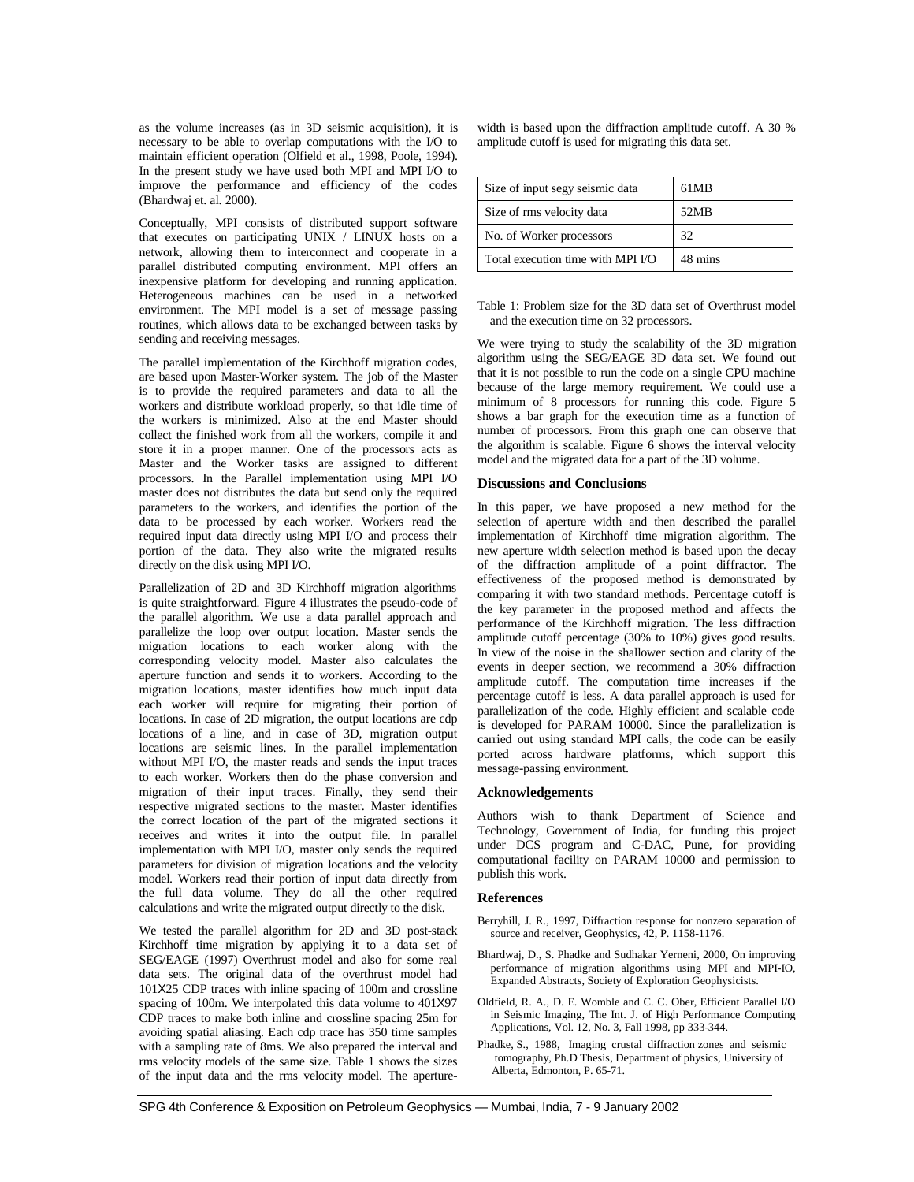as the volume increases (as in 3D seismic acquisition), it is necessary to be able to overlap computations with the I/O to maintain efficient operation (Olfield et al., 1998, Poole, 1994). In the present study we have used both MPI and MPI I/O to improve the performance and efficiency of the codes (Bhardwaj et. al. 2000).

Conceptually, MPI consists of distributed support software that executes on participating UNIX / LINUX hosts on a network, allowing them to interconnect and cooperate in a parallel distributed computing environment. MPI offers an inexpensive platform for developing and running application. Heterogeneous machines can be used in a networked environment. The MPI model is a set of message passing routines, which allows data to be exchanged between tasks by sending and receiving messages.

The parallel implementation of the Kirchhoff migration codes, are based upon Master-Worker system. The job of the Master is to provide the required parameters and data to all the workers and distribute workload properly, so that idle time of the workers is minimized. Also at the end Master should collect the finished work from all the workers, compile it and store it in a proper manner. One of the processors acts as Master and the Worker tasks are assigned to different processors. In the Parallel implementation using MPI I/O master does not distributes the data but send only the required parameters to the workers, and identifies the portion of the data to be processed by each worker. Workers read the required input data directly using MPI I/O and process their portion of the data. They also write the migrated results directly on the disk using MPI I/O.

Parallelization of 2D and 3D Kirchhoff migration algorithms is quite straightforward. Figure 4 illustrates the pseudo-code of the parallel algorithm. We use a data parallel approach and parallelize the loop over output location. Master sends the migration locations to each worker along with the corresponding velocity model. Master also calculates the aperture function and sends it to workers. According to the migration locations, master identifies how much input data each worker will require for migrating their portion of locations. In case of 2D migration, the output locations are cdp locations of a line, and in case of 3D, migration output locations are seismic lines. In the parallel implementation without MPI I/O, the master reads and sends the input traces to each worker. Workers then do the phase conversion and migration of their input traces. Finally, they send their respective migrated sections to the master. Master identifies the correct location of the part of the migrated sections it receives and writes it into the output file. In parallel implementation with MPI I/O, master only sends the required parameters for division of migration locations and the velocity model. Workers read their portion of input data directly from the full data volume. They do all the other required calculations and write the migrated output directly to the disk.

We tested the parallel algorithm for 2D and 3D post-stack Kirchhoff time migration by applying it to a data set of SEG/EAGE (1997) Overthrust model and also for some real data sets. The original data of the overthrust model had 101X25 CDP traces with inline spacing of 100m and crossline spacing of 100m. We interpolated this data volume to 401X97 CDP traces to make both inline and crossline spacing 25m for avoiding spatial aliasing. Each cdp trace has 350 time samples with a sampling rate of 8ms. We also prepared the interval and rms velocity models of the same size. Table 1 shows the sizes of the input data and the rms velocity model. The aperture-width is based upon the diffraction amplitude cutoff. A 30 % amplitude cutoff is used for migrating this data set.

| Size of input segy seismic data | 61MB |
|---|---|
| Size of rms velocity data | 52MB |
| No. of Worker processors | 32 |
| Total execution time with MPI I/O | 48 mins |

Table 1: Problem size for the 3D data set of Overthrust model and the execution time on 32 processors.

We were trying to study the scalability of the 3D migration algorithm using the SEG/EAGE 3D data set. We found out that it is not possible to run the code on a single CPU machine because of the large memory requirement. We could use a minimum of 8 processors for running this code. Figure 5 shows a bar graph for the execution time as a function of number of processors. From this graph one can observe that the algorithm is scalable. Figure 6 shows the interval velocity model and the migrated data for a part of the 3D volume.

## Discussions and Conclusions

In this paper, we have proposed a new method for the selection of aperture width and then described the parallel implementation of Kirchhoff time migration algorithm. The new aperture width selection method is based upon the decay of the diffraction amplitude of a point diffractor. The effectiveness of the proposed method is demonstrated by comparing it with two standard methods. Percentage cutoff is the key parameter in the proposed method and affects the performance of the Kirchhoff migration. The less diffraction amplitude cutoff percentage (30% to 10%) gives good results. In view of the noise in the shallower section and clarity of the events in deeper section, we recommend a 30% diffraction amplitude cutoff. The computation time increases if the percentage cutoff is less. A data parallel approach is used for parallelization of the code. Highly efficient and scalable code is developed for PARAM 10000. Since the parallelization is carried out using standard MPI calls, the code can be easily ported across hardware platforms, which support this message-passing environment.

## Acknowledgements

Authors wish to thank Department of Science and Technology, Government of India, for funding this project under DCS program and C-DAC, Pune, for providing computational facility on PARAM 10000 and permission to publish this work.

## References

Berryhill, J. R., 1997, Diffraction response for nonzero separation of source and receiver, Geophysics, 42, P. 1158-1176.

Bhardwaj, D., S. Phadke and Sudhakar Yerneni, 2000, On improving performance of migration algorithms using MPI and MPI-IO, Expanded Abstracts, Society of Exploration Geophysicists.

Oldfield, R. A., D. E. Womble and C. C. Ober, Efficient Parallel I/O in Seismic Imaging, The Int. J. of High Performance Computing Applications, Vol. 12, No. 3, Fall 1998, pp 333-344.

Phadke, S., 1988, Imaging crustal diffraction zones and seismic tomography, Ph.D Thesis, Department of physics, University of Alberta, Edmonton, P. 65-71.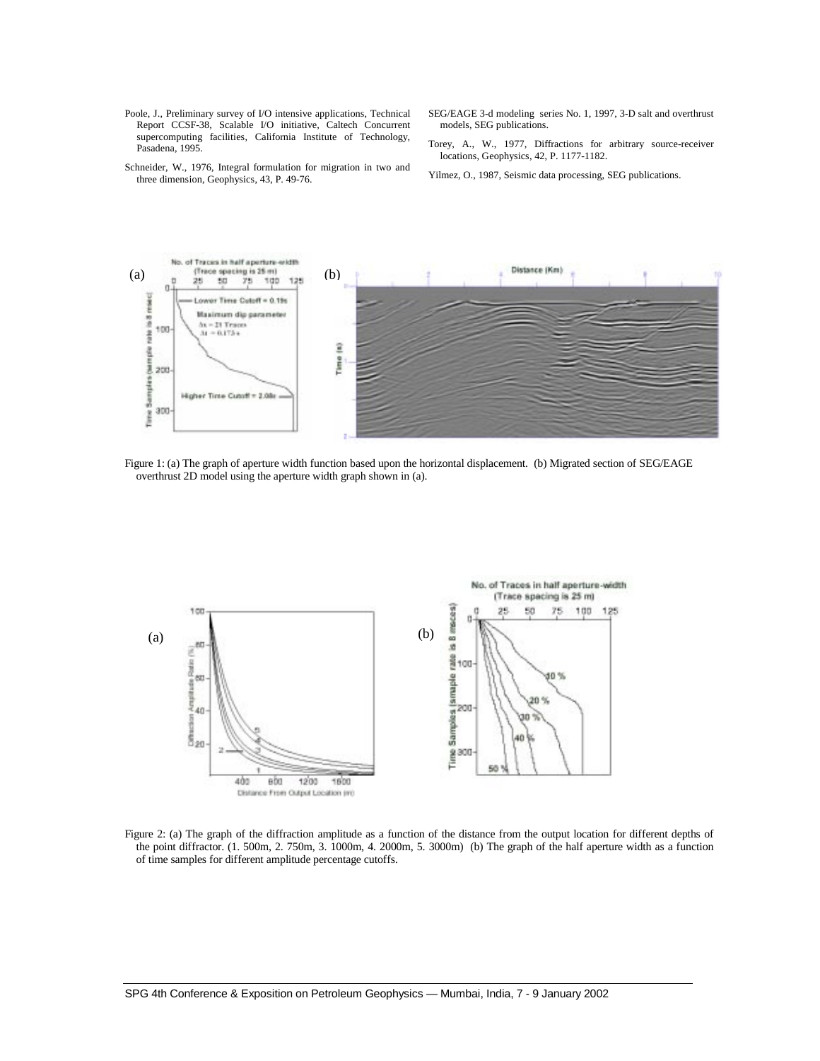Poole, J., Preliminary survey of I/O intensive applications, Technical Report CCSF-38, Scalable I/O initiative, Caltech Concurrent supercomputing facilities, California Institute of Technology, Pasadena, 1995.

Schneider, W., 1976, Integral formulation for migration in two and three dimension, Geophysics, 43, P. 49-76.

SEG/EAGE 3-d modeling series No. 1, 1997, 3-D salt and overthrust models, SEG publications.

Torey, A., W., 1977, Diffractions for arbitrary source-receiver locations, Geophysics, 42, P. 1177-1182.

Yilmez, O., 1987, Seismic data processing, SEG publications.

Figure 1: (a) The graph of aperture width function based upon the horizontal displacement. (b) Migrated section of SEG/EAGE overthrust 2D model using the aperture width graph shown in (a).

Figure 2: (a) The graph of the diffraction amplitude as a function of the distance from the output location for different depths of the point diffractor. (1. 500m, 2. 750m, 3. 1000m, 4. 2000m, 5. 3000m) (b) The graph of the half aperture width as a function of time samples for different amplitude percentage cutoffs.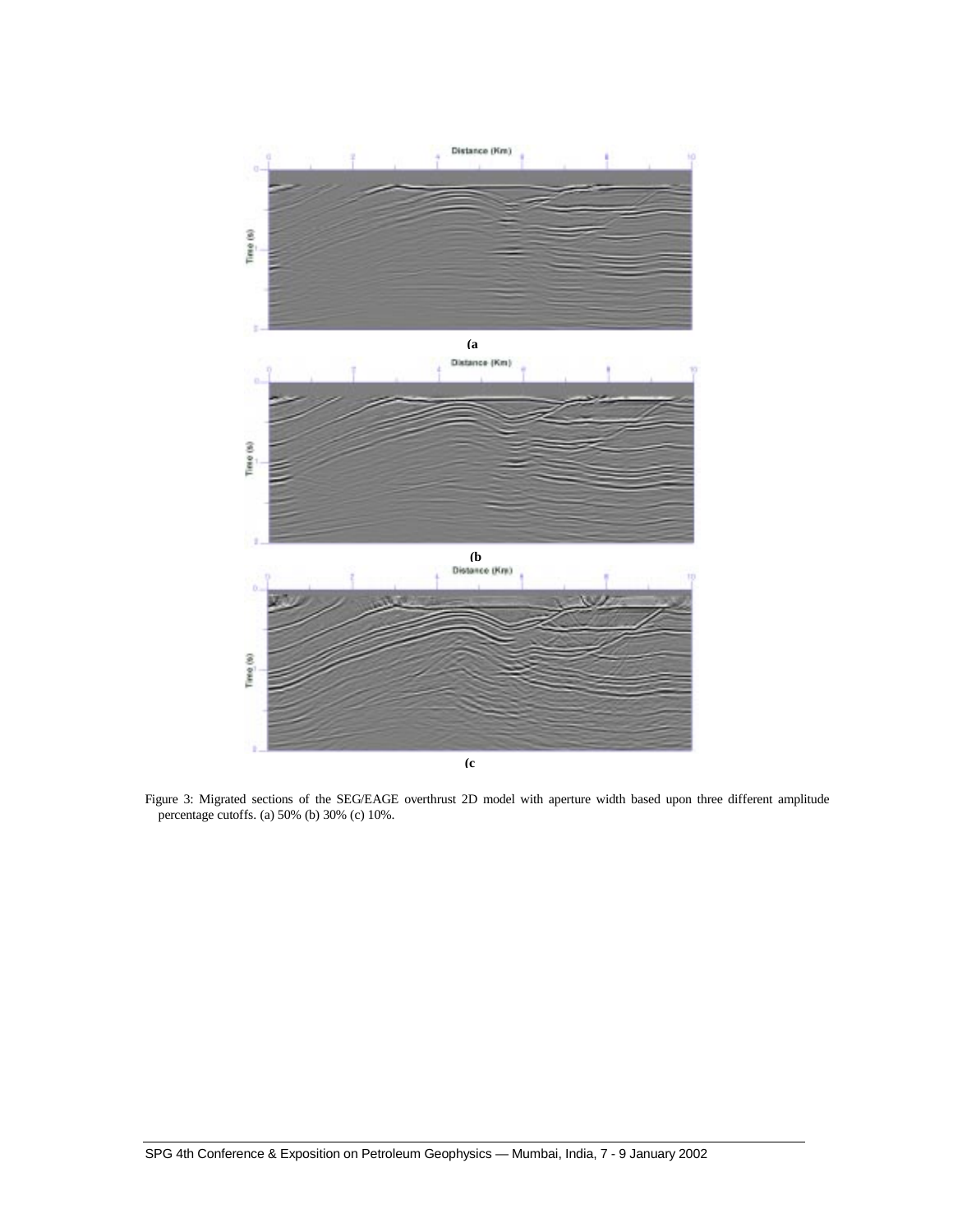(a

(b

(c

Figure 3: Migrated sections of the SEG/EAGE overthrust 2D model with aperture width based upon three different amplitude percentage cutoffs. (a) 50% (b) 30% (c) 10%.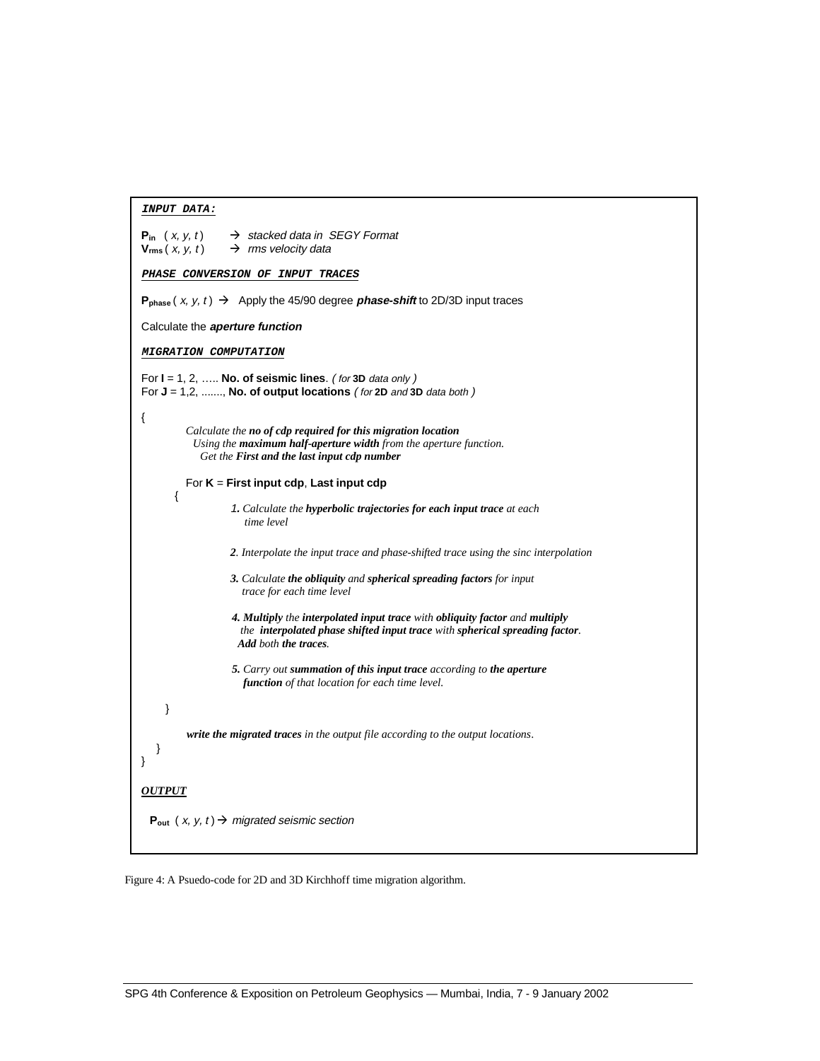**_INPUT DATA:_**

$\mathbf{P_{in}}$ ( $x, y, t$ ) → *stacked data in SEGY Format*
$\mathbf{V_{rms}}$ ( $x, y, t$ ) → *rms velocity data*

**_PHASE CONVERSION OF INPUT TRACES_**

$\mathbf{P_{phase}}$ ( $x, y, t$ ) → Apply the 45/90 degree ***phase-shift*** to 2D/3D input traces

Calculate the ***aperture function***

**_MIGRATION COMPUTATION_**

For **I** = 1, 2, ….. **No. of seismic lines**. *( for* **3D** *data only )*
For **J** = 1,2, ......., **No. of output locations** *( for* **2D** *and* **3D** *data both )*

{

*Calculate the **no of cdp required for this migration location***
*Using the **maximum half-aperture width** from the aperture function.*
*Get the **First and the last input cdp number***

For **K** = **First input cdp**, **Last input cdp**

{

***1.*** *Calculate the **hyperbolic trajectories for each input trace** at each time level*

***2***. *Interpolate the input trace and phase-shifted trace using the sinc interpolation*

***3.*** *Calculate **the obliquity** and **spherical spreading factors** for input trace for each time level*

***4. Multiply** the **interpolated input trace** with **obliquity factor** and **multiply** the **interpolated phase shifted input trace** with **spherical spreading factor**. **Add** both **the traces**.*

***5.*** *Carry out **summation of this input trace** according to **the aperture function** of that location for each time level.*

}

***write the migrated traces*** *in the output file according to the output locations*.

}

}

***OUTPUT***

$\mathbf{P_{out}}$ ( $x, y, t$ ) → *migrated seismic section*

Figure 4: A Psuedo-code for 2D and 3D Kirchhoff time migration algorithm.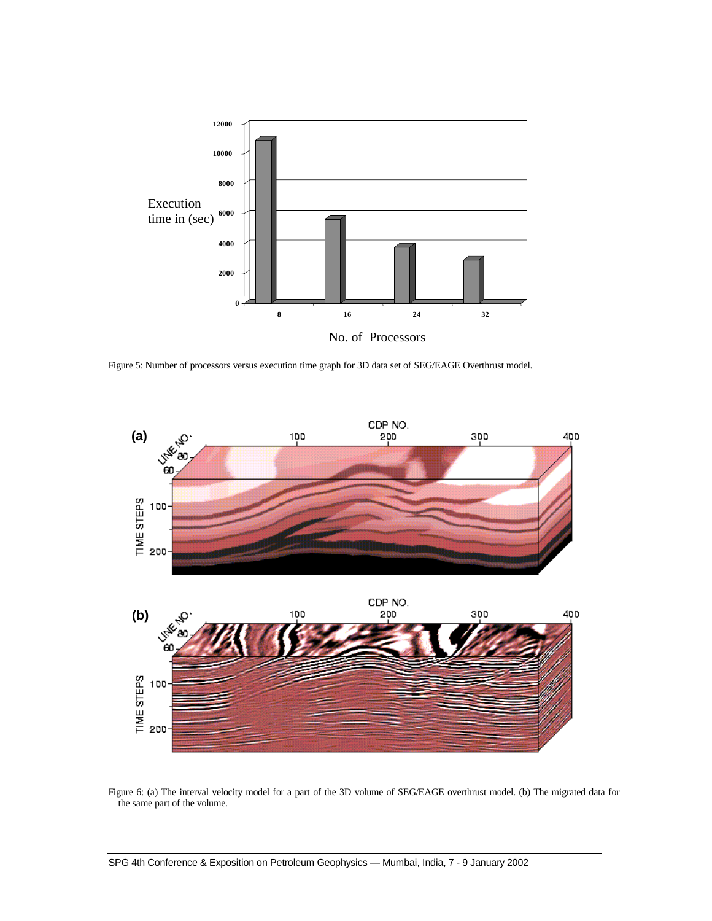12000

10000

8000

Execution time in (sec)

6000

4000

2000

0

8

16

24

32

No. of Processors

Figure 5: Number of processors versus execution time graph for 3D data set of SEG/EAGE Overthrust model.

(a)

CDP NO.

100 200 300 400

LINE NO.

80

60

TIME STEPS

100

200

(b)

CDP NO.

100 200 300 400

LINE NO.

80

60

TIME STEPS

100

200

Figure 6: (a) The interval velocity model for a part of the 3D volume of SEG/EAGE overthrust model. (b) The migrated data for the same part of the volume.